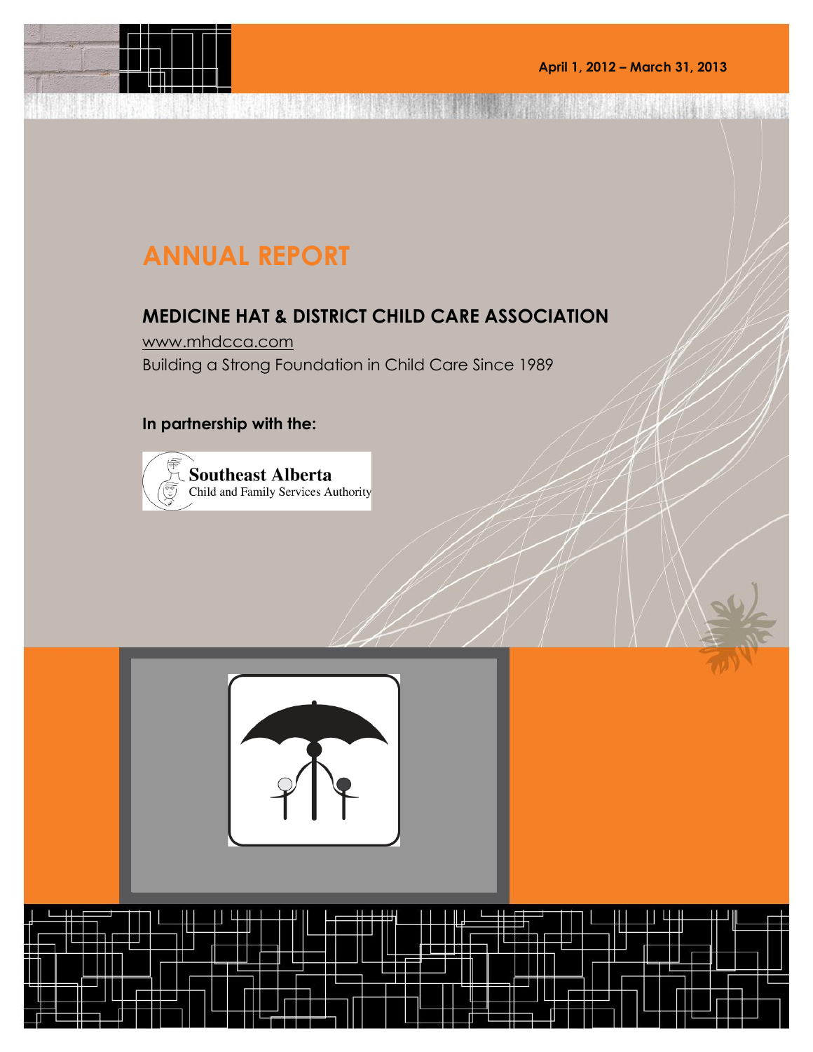April 1, 2012 – March 31, 2013

# ANNUAL REPORT

## MEDICINE HAT & DISTRICT CHILD CARE ASSOCIATION

www.mhdcca.com

Building a Strong Foundation in Child Care Since 1989

**In partnership with the:**

Southeast Alberta
Child and Family Services Authority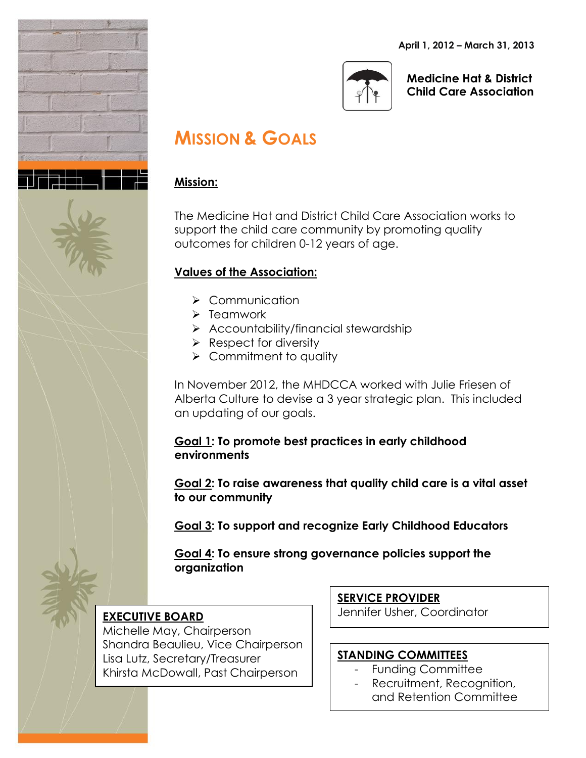April 1, 2012 – March 31, 2013

**Medicine Hat & District Child Care Association**

# MISSION & GOALS

**Mission:**

The Medicine Hat and District Child Care Association works to support the child care community by promoting quality outcomes for children 0-12 years of age.

**Values of the Association:**

- Communication
- Teamwork
- Accountability/financial stewardship
- Respect for diversity
- Commitment to quality

In November 2012, the MHDCCA worked with Julie Friesen of Alberta Culture to devise a 3 year strategic plan. This included an updating of our goals.

**Goal 1: To promote best practices in early childhood environments**

**Goal 2: To raise awareness that quality child care is a vital asset to our community**

**Goal 3: To support and recognize Early Childhood Educators**

**Goal 4: To ensure strong governance policies support the organization**

**EXECUTIVE BOARD**

Michelle May, Chairperson
Shandra Beaulieu, Vice Chairperson
Lisa Lutz, Secretary/Treasurer
Khirsta McDowall, Past Chairperson

**SERVICE PROVIDER**

Jennifer Usher, Coordinator

**STANDING COMMITTEES**

- Funding Committee
- Recruitment, Recognition, and Retention Committee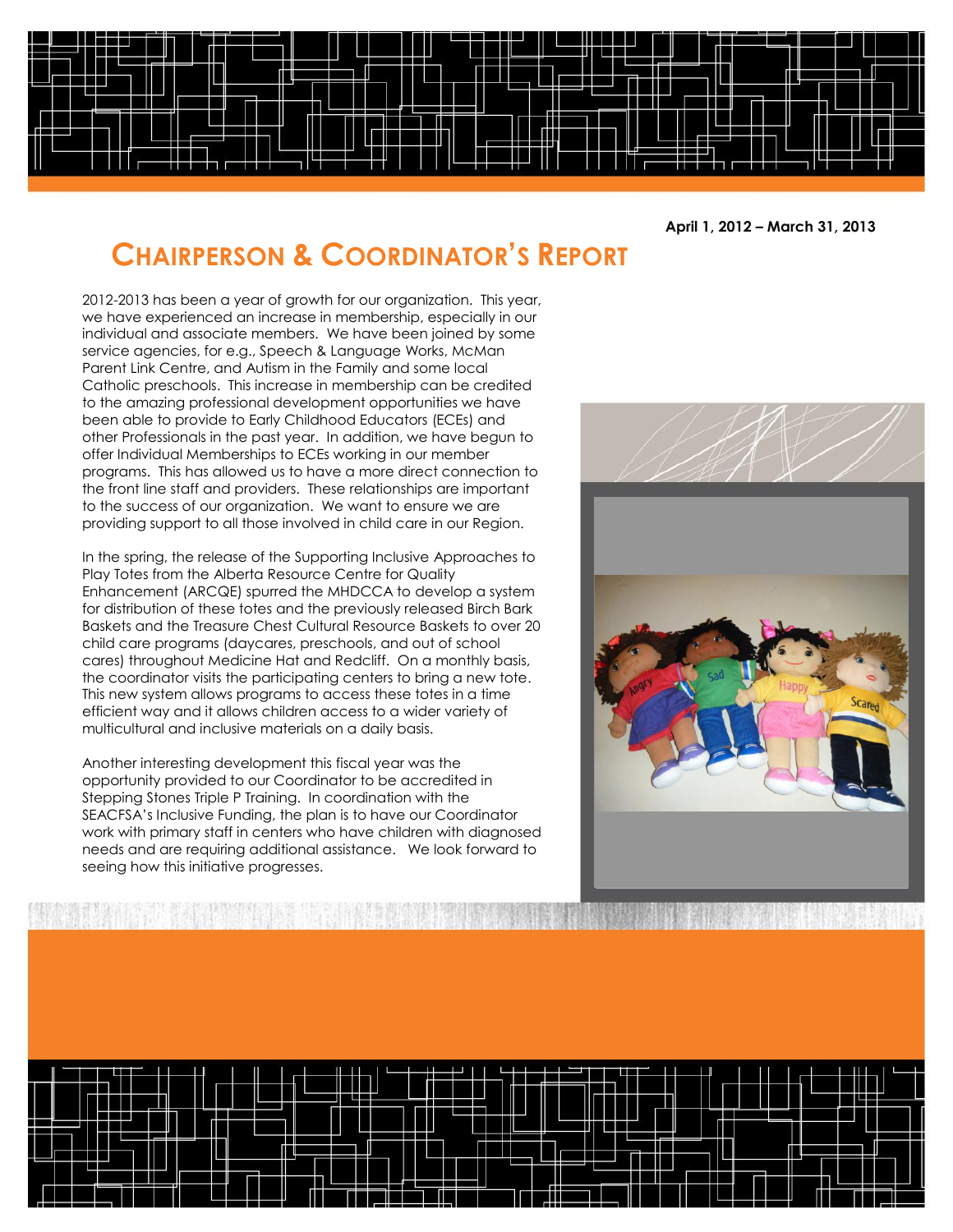April 1, 2012 – March 31, 2013

# Chairperson & Coordinator's Report

2012-2013 has been a year of growth for our organization. This year, we have experienced an increase in membership, especially in our individual and associate members. We have been joined by some service agencies, for e.g., Speech & Language Works, McMan Parent Link Centre, and Autism in the Family and some local Catholic preschools. This increase in membership can be credited to the amazing professional development opportunities we have been able to provide to Early Childhood Educators (ECEs) and other Professionals in the past year. In addition, we have begun to offer Individual Memberships to ECEs working in our member programs. This has allowed us to have a more direct connection to the front line staff and providers. These relationships are important to the success of our organization. We want to ensure we are providing support to all those involved in child care in our Region.

In the spring, the release of the Supporting Inclusive Approaches to Play Totes from the Alberta Resource Centre for Quality Enhancement (ARCQE) spurred the MHDCCA to develop a system for distribution of these totes and the previously released Birch Bark Baskets and the Treasure Chest Cultural Resource Baskets to over 20 child care programs (daycares, preschools, and out of school cares) throughout Medicine Hat and Redcliff. On a monthly basis, the coordinator visits the participating centers to bring a new tote. This new system allows programs to access these totes in a time efficient way and it allows children access to a wider variety of multicultural and inclusive materials on a daily basis.

Another interesting development this fiscal year was the opportunity provided to our Coordinator to be accredited in Stepping Stones Triple P Training. In coordination with the SEACFSA's Inclusive Funding, the plan is to have our Coordinator work with primary staff in centers who have children with diagnosed needs and are requiring additional assistance. We look forward to seeing how this initiative progresses.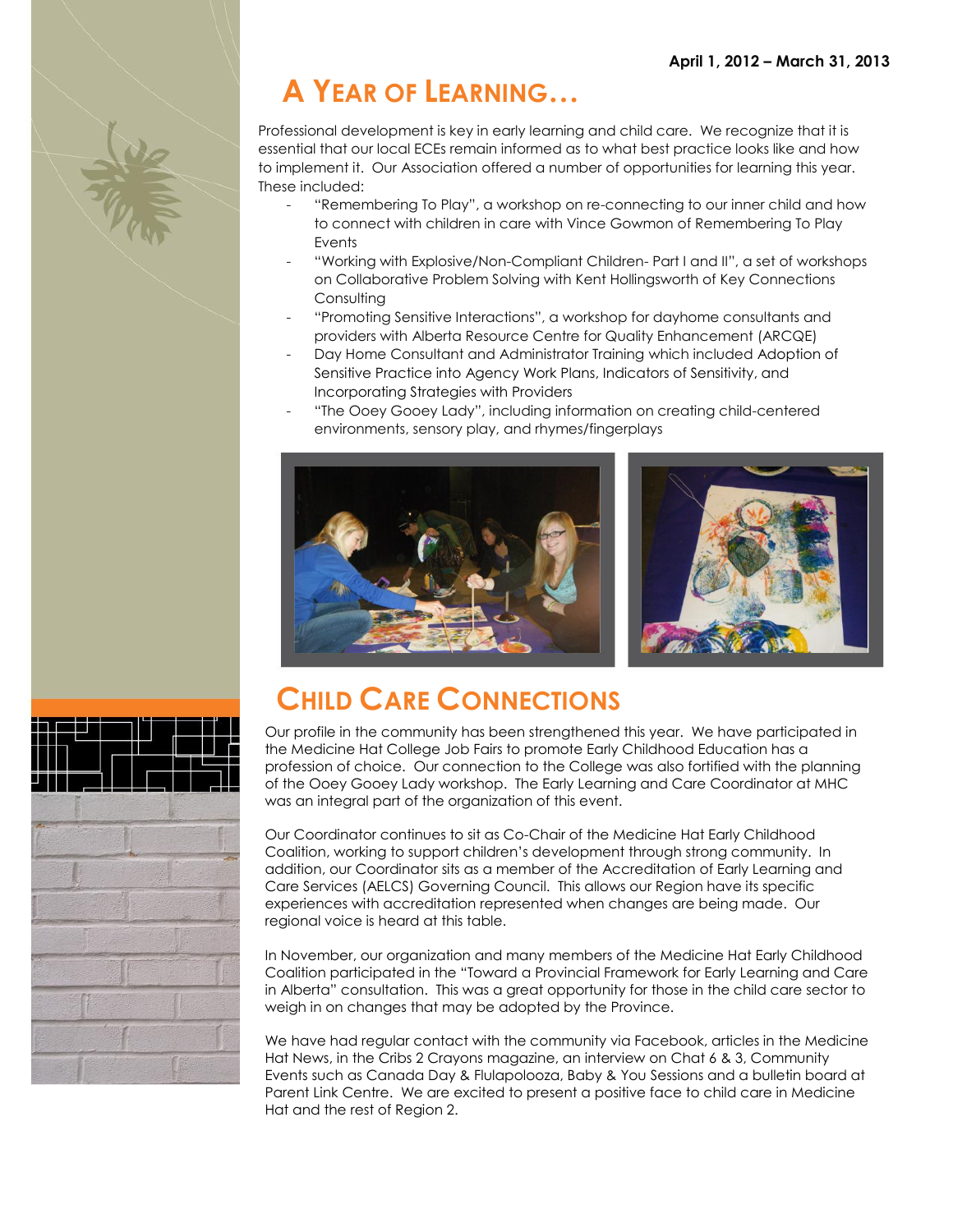April 1, 2012 – March 31, 2013

# A Year of Learning…

Professional development is key in early learning and child care. We recognize that it is essential that our local ECEs remain informed as to what best practice looks like and how to implement it. Our Association offered a number of opportunities for learning this year. These included:

- "Remembering To Play", a workshop on re-connecting to our inner child and how to connect with children in care with Vince Gowmon of Remembering To Play Events
- "Working with Explosive/Non-Compliant Children- Part I and II", a set of workshops on Collaborative Problem Solving with Kent Hollingsworth of Key Connections Consulting
- "Promoting Sensitive Interactions", a workshop for dayhome consultants and providers with Alberta Resource Centre for Quality Enhancement (ARCQE)
- Day Home Consultant and Administrator Training which included Adoption of Sensitive Practice into Agency Work Plans, Indicators of Sensitivity, and Incorporating Strategies with Providers
- "The Ooey Gooey Lady", including information on creating child-centered environments, sensory play, and rhymes/fingerplays

# Child Care Connections

Our profile in the community has been strengthened this year. We have participated in the Medicine Hat College Job Fairs to promote Early Childhood Education has a profession of choice. Our connection to the College was also fortified with the planning of the Ooey Gooey Lady workshop. The Early Learning and Care Coordinator at MHC was an integral part of the organization of this event.

Our Coordinator continues to sit as Co-Chair of the Medicine Hat Early Childhood Coalition, working to support children's development through strong community. In addition, our Coordinator sits as a member of the Accreditation of Early Learning and Care Services (AELCS) Governing Council. This allows our Region have its specific experiences with accreditation represented when changes are being made. Our regional voice is heard at this table.

In November, our organization and many members of the Medicine Hat Early Childhood Coalition participated in the "Toward a Provincial Framework for Early Learning and Care in Alberta" consultation. This was a great opportunity for those in the child care sector to weigh in on changes that may be adopted by the Province.

We have had regular contact with the community via Facebook, articles in the Medicine Hat News, in the Cribs 2 Crayons magazine, an interview on Chat 6 & 3, Community Events such as Canada Day & Flulapolooza, Baby & You Sessions and a bulletin board at Parent Link Centre. We are excited to present a positive face to child care in Medicine Hat and the rest of Region 2.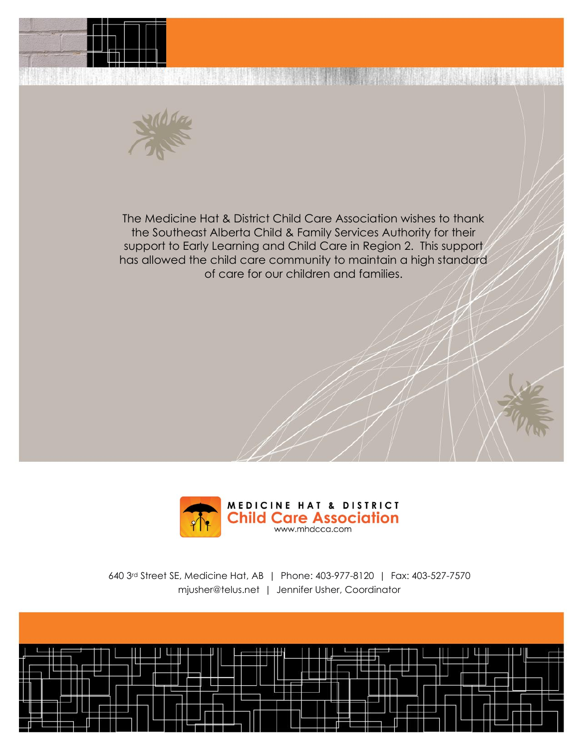The Medicine Hat & District Child Care Association wishes to thank the Southeast Alberta Child & Family Services Authority for their support to Early Learning and Child Care in Region 2. This support has allowed the child care community to maintain a high standard of care for our children and families.

MEDICINE HAT & DISTRICT
**Child Care Association**
www.mhdcca.com

640 3rd Street SE, Medicine Hat, AB | Phone: 403-977-8120 | Fax: 403-527-7570
mjusher@telus.net | Jennifer Usher, Coordinator